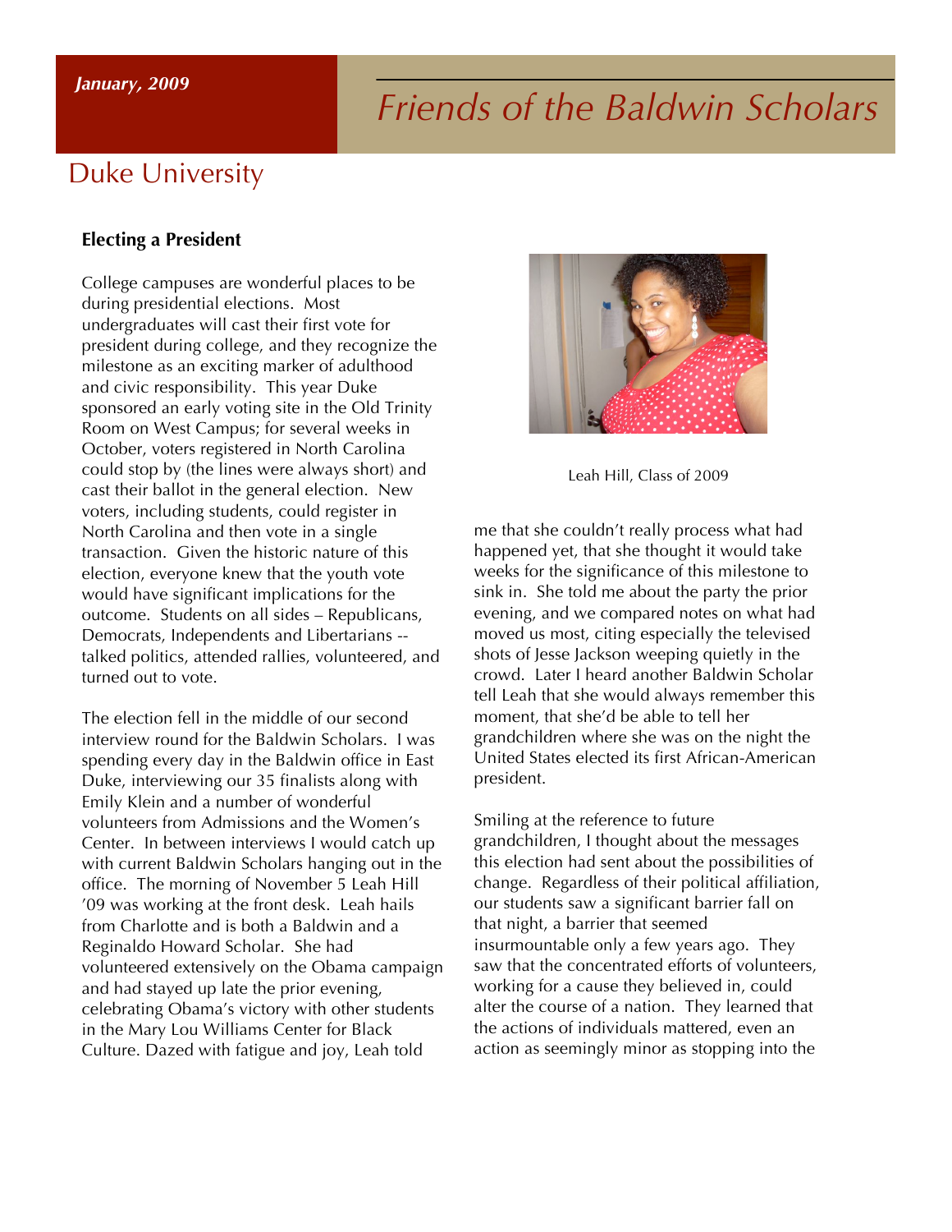*January, 2009*

# Friends of the Baldwin Scholars

## Duke University

### Electing a President

College campuses are wonderful places to be during presidential elections. Most undergraduates will cast their first vote for president during college, and they recognize the milestone as an exciting marker of adulthood and civic responsibility. This year Duke sponsored an early voting site in the Old Trinity Room on West Campus; for several weeks in October, voters registered in North Carolina could stop by (the lines were always short) and cast their ballot in the general election. New voters, including students, could register in North Carolina and then vote in a single transaction. Given the historic nature of this election, everyone knew that the youth vote would have significant implications for the outcome. Students on all sides – Republicans, Democrats, Independents and Libertarians -- talked politics, attended rallies, volunteered, and turned out to vote.

The election fell in the middle of our second interview round for the Baldwin Scholars. I was spending every day in the Baldwin office in East Duke, interviewing our 35 finalists along with Emily Klein and a number of wonderful volunteers from Admissions and the Women's Center. In between interviews I would catch up with current Baldwin Scholars hanging out in the office. The morning of November 5 Leah Hill '09 was working at the front desk. Leah hails from Charlotte and is both a Baldwin and a Reginaldo Howard Scholar. She had volunteered extensively on the Obama campaign and had stayed up late the prior evening, celebrating Obama's victory with other students in the Mary Lou Williams Center for Black Culture. Dazed with fatigue and joy, Leah told me that she couldn't really process what had happened yet, that she thought it would take weeks for the significance of this milestone to sink in. She told me about the party the prior evening, and we compared notes on what had moved us most, citing especially the televised shots of Jesse Jackson weeping quietly in the crowd. Later I heard another Baldwin Scholar tell Leah that she would always remember this moment, that she'd be able to tell her grandchildren where she was on the night the United States elected its first African-American president.

Leah Hill, Class of 2009

Smiling at the reference to future grandchildren, I thought about the messages this election had sent about the possibilities of change. Regardless of their political affiliation, our students saw a significant barrier fall on that night, a barrier that seemed insurmountable only a few years ago. They saw that the concentrated efforts of volunteers, working for a cause they believed in, could alter the course of a nation. They learned that the actions of individuals mattered, even an action as seemingly minor as stopping into the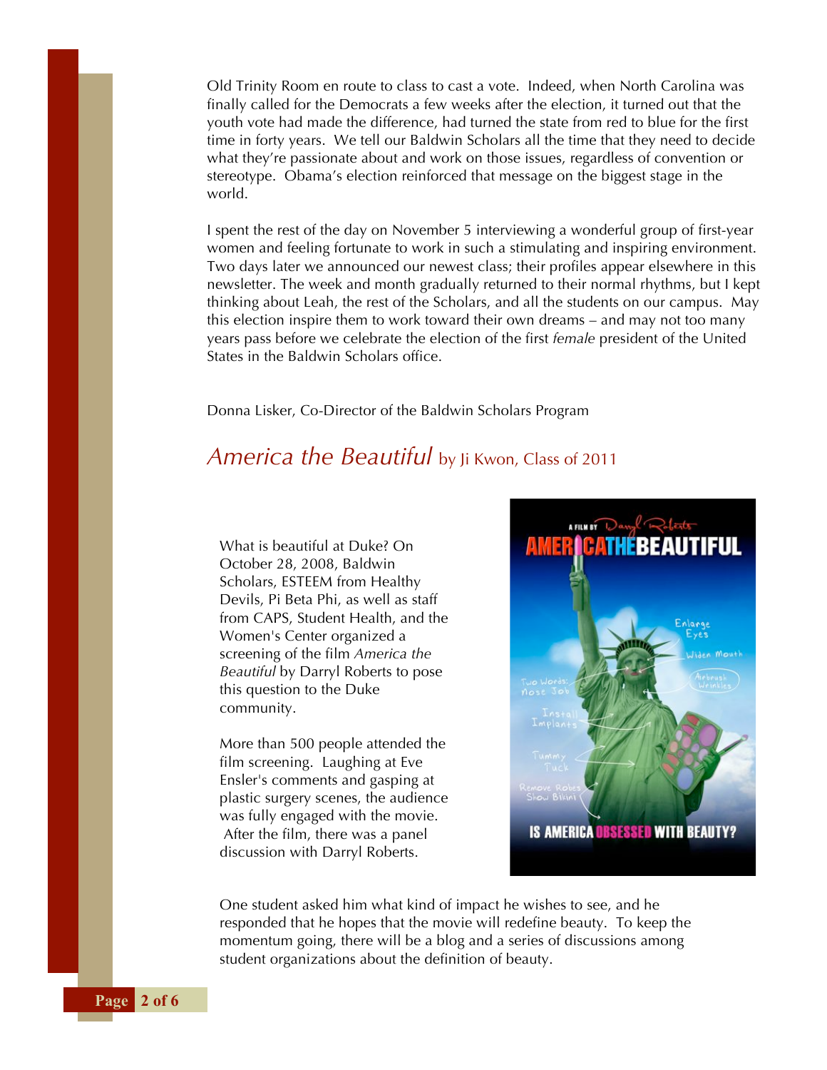Old Trinity Room en route to class to cast a vote. Indeed, when North Carolina was finally called for the Democrats a few weeks after the election, it turned out that the youth vote had made the difference, had turned the state from red to blue for the first time in forty years. We tell our Baldwin Scholars all the time that they need to decide what they're passionate about and work on those issues, regardless of convention or stereotype. Obama's election reinforced that message on the biggest stage in the world.

I spent the rest of the day on November 5 interviewing a wonderful group of first-year women and feeling fortunate to work in such a stimulating and inspiring environment. Two days later we announced our newest class; their profiles appear elsewhere in this newsletter. The week and month gradually returned to their normal rhythms, but I kept thinking about Leah, the rest of the Scholars, and all the students on our campus. May this election inspire them to work toward their own dreams – and may not too many years pass before we celebrate the election of the first *female* president of the United States in the Baldwin Scholars office.

Donna Lisker, Co-Director of the Baldwin Scholars Program

## *America the Beautiful* by Ji Kwon, Class of 2011

What is beautiful at Duke? On October 28, 2008, Baldwin Scholars, ESTEEM from Healthy Devils, Pi Beta Phi, as well as staff from CAPS, Student Health, and the Women's Center organized a screening of the film *America the Beautiful* by Darryl Roberts to pose this question to the Duke community.

More than 500 people attended the film screening. Laughing at Eve Ensler's comments and gasping at plastic surgery scenes, the audience was fully engaged with the movie. After the film, there was a panel discussion with Darryl Roberts.

One student asked him what kind of impact he wishes to see, and he responded that he hopes that the movie will redefine beauty. To keep the momentum going, there will be a blog and a series of discussions among student organizations about the definition of beauty.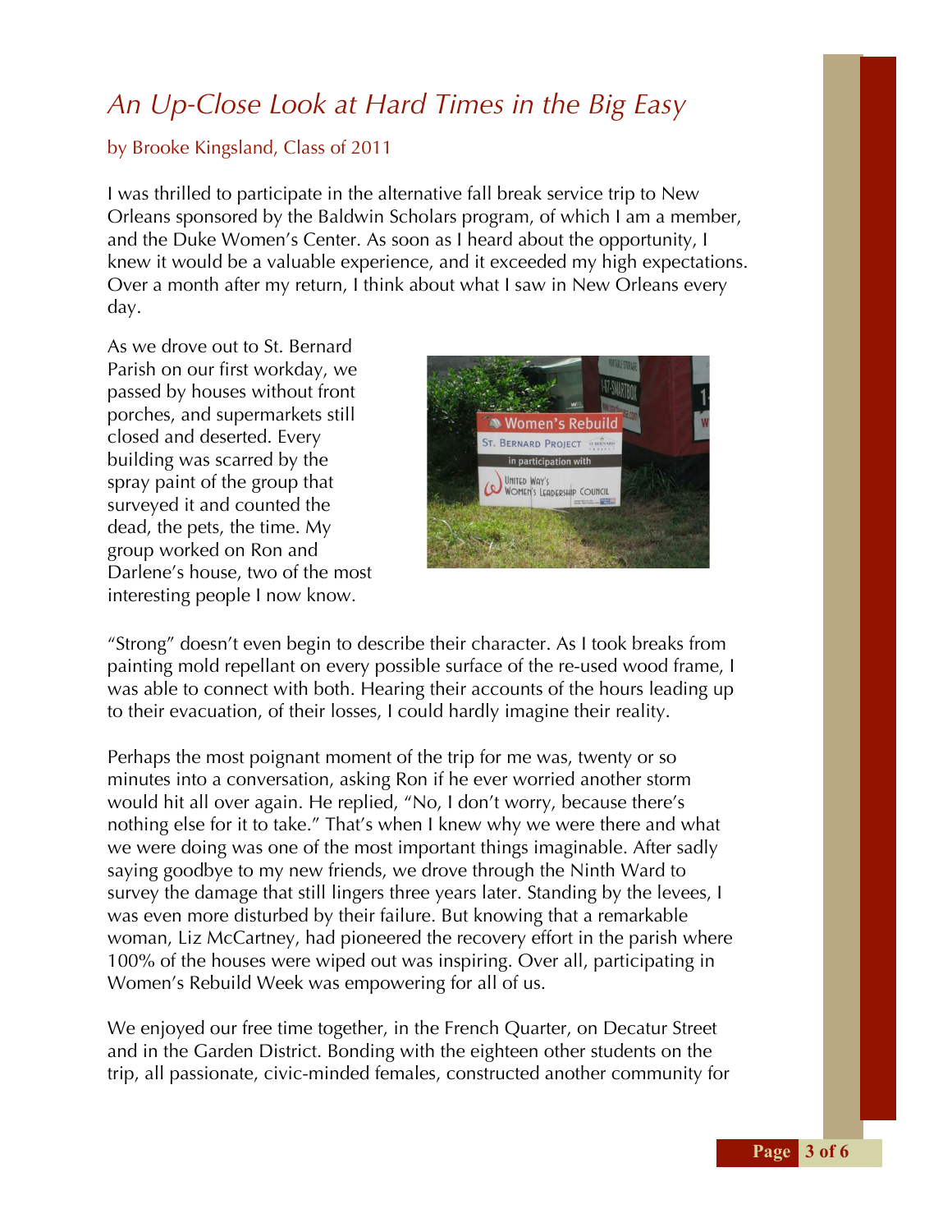# *An Up-Close Look at Hard Times in the Big Easy*

by Brooke Kingsland, Class of 2011

I was thrilled to participate in the alternative fall break service trip to New Orleans sponsored by the Baldwin Scholars program, of which I am a member, and the Duke Women's Center. As soon as I heard about the opportunity, I knew it would be a valuable experience, and it exceeded my high expectations. Over a month after my return, I think about what I saw in New Orleans every day.

As we drove out to St. Bernard Parish on our first workday, we passed by houses without front porches, and supermarkets still closed and deserted. Every building was scarred by the spray paint of the group that surveyed it and counted the dead, the pets, the time. My group worked on Ron and Darlene's house, two of the most interesting people I now know.

"Strong" doesn't even begin to describe their character. As I took breaks from painting mold repellant on every possible surface of the re-used wood frame, I was able to connect with both. Hearing their accounts of the hours leading up to their evacuation, of their losses, I could hardly imagine their reality.

Perhaps the most poignant moment of the trip for me was, twenty or so minutes into a conversation, asking Ron if he ever worried another storm would hit all over again. He replied, "No, I don't worry, because there's nothing else for it to take." That's when I knew why we were there and what we were doing was one of the most important things imaginable. After sadly saying goodbye to my new friends, we drove through the Ninth Ward to survey the damage that still lingers three years later. Standing by the levees, I was even more disturbed by their failure. But knowing that a remarkable woman, Liz McCartney, had pioneered the recovery effort in the parish where 100% of the houses were wiped out was inspiring. Over all, participating in Women's Rebuild Week was empowering for all of us.

We enjoyed our free time together, in the French Quarter, on Decatur Street and in the Garden District. Bonding with the eighteen other students on the trip, all passionate, civic-minded females, constructed another community for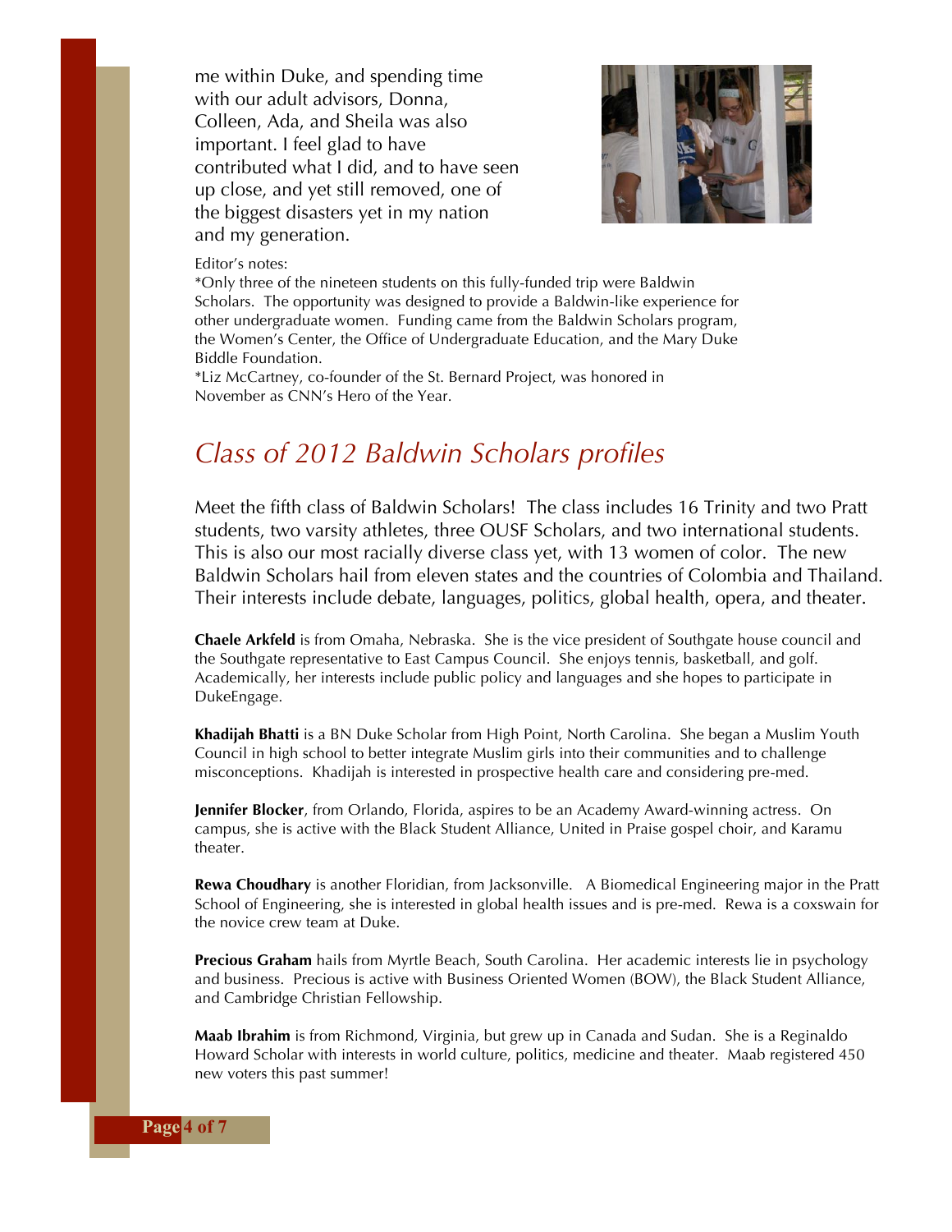me within Duke, and spending time with our adult advisors, Donna, Colleen, Ada, and Sheila was also important. I feel glad to have contributed what I did, and to have seen up close, and yet still removed, one of the biggest disasters yet in my nation and my generation.

Editor's notes:
*Only three of the nineteen students on this fully-funded trip were Baldwin Scholars. The opportunity was designed to provide a Baldwin-like experience for other undergraduate women. Funding came from the Baldwin Scholars program, the Women's Center, the Office of Undergraduate Education, and the Mary Duke Biddle Foundation.
*Liz McCartney, co-founder of the St. Bernard Project, was honored in November as CNN's Hero of the Year.

## *Class of 2012 Baldwin Scholars profiles*

Meet the fifth class of Baldwin Scholars! The class includes 16 Trinity and two Pratt students, two varsity athletes, three OUSF Scholars, and two international students. This is also our most racially diverse class yet, with 13 women of color. The new Baldwin Scholars hail from eleven states and the countries of Colombia and Thailand. Their interests include debate, languages, politics, global health, opera, and theater.

**Chaele Arkfeld** is from Omaha, Nebraska. She is the vice president of Southgate house council and the Southgate representative to East Campus Council. She enjoys tennis, basketball, and golf. Academically, her interests include public policy and languages and she hopes to participate in DukeEngage.

**Khadijah Bhatti** is a BN Duke Scholar from High Point, North Carolina. She began a Muslim Youth Council in high school to better integrate Muslim girls into their communities and to challenge misconceptions. Khadijah is interested in prospective health care and considering pre-med.

**Jennifer Blocker**, from Orlando, Florida, aspires to be an Academy Award-winning actress. On campus, she is active with the Black Student Alliance, United in Praise gospel choir, and Karamu theater.

**Rewa Choudhary** is another Floridian, from Jacksonville. A Biomedical Engineering major in the Pratt School of Engineering, she is interested in global health issues and is pre-med. Rewa is a coxswain for the novice crew team at Duke.

**Precious Graham** hails from Myrtle Beach, South Carolina. Her academic interests lie in psychology and business. Precious is active with Business Oriented Women (BOW), the Black Student Alliance, and Cambridge Christian Fellowship.

**Maab Ibrahim** is from Richmond, Virginia, but grew up in Canada and Sudan. She is a Reginaldo Howard Scholar with interests in world culture, politics, medicine and theater. Maab registered 450 new voters this past summer!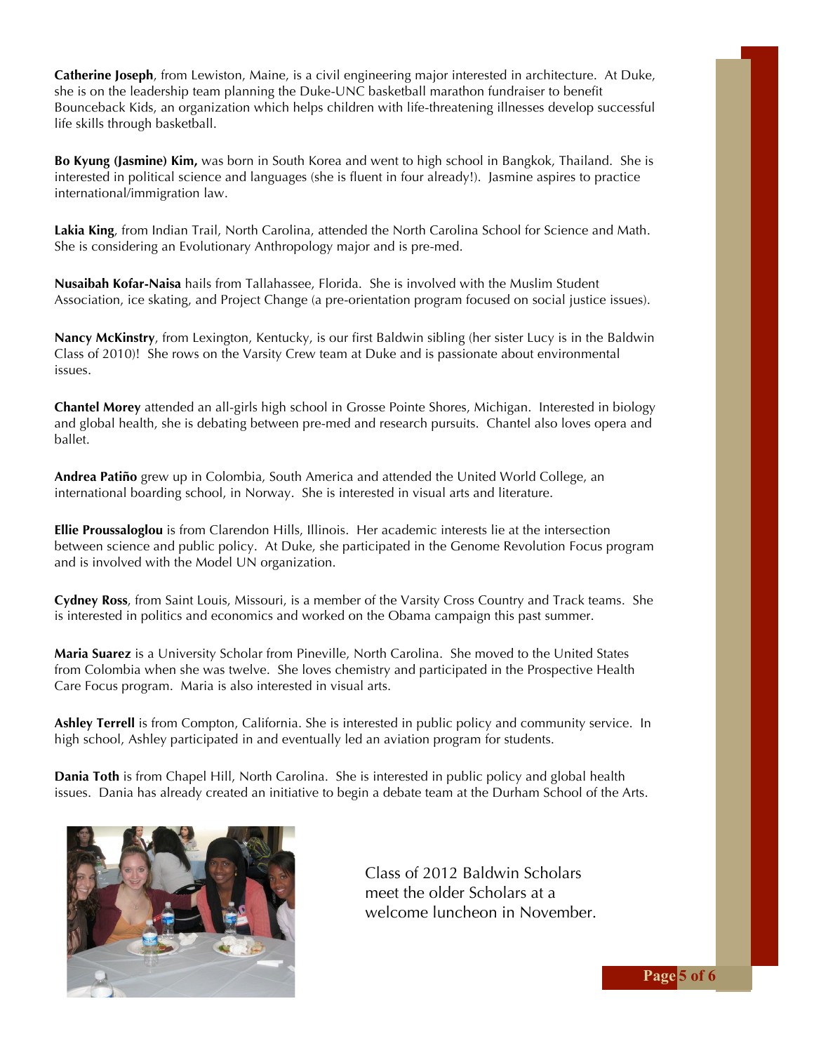**Catherine Joseph**, from Lewiston, Maine, is a civil engineering major interested in architecture. At Duke, she is on the leadership team planning the Duke-UNC basketball marathon fundraiser to benefit Bounceback Kids, an organization which helps children with life-threatening illnesses develop successful life skills through basketball.

**Bo Kyung (Jasmine) Kim,** was born in South Korea and went to high school in Bangkok, Thailand. She is interested in political science and languages (she is fluent in four already!). Jasmine aspires to practice international/immigration law.

**Lakia King**, from Indian Trail, North Carolina, attended the North Carolina School for Science and Math. She is considering an Evolutionary Anthropology major and is pre-med.

**Nusaibah Kofar-Naisa** hails from Tallahassee, Florida. She is involved with the Muslim Student Association, ice skating, and Project Change (a pre-orientation program focused on social justice issues).

**Nancy McKinstry**, from Lexington, Kentucky, is our first Baldwin sibling (her sister Lucy is in the Baldwin Class of 2010)! She rows on the Varsity Crew team at Duke and is passionate about environmental issues.

**Chantel Morey** attended an all-girls high school in Grosse Pointe Shores, Michigan. Interested in biology and global health, she is debating between pre-med and research pursuits. Chantel also loves opera and ballet.

**Andrea Patiño** grew up in Colombia, South America and attended the United World College, an international boarding school, in Norway. She is interested in visual arts and literature.

**Ellie Proussaloglou** is from Clarendon Hills, Illinois. Her academic interests lie at the intersection between science and public policy. At Duke, she participated in the Genome Revolution Focus program and is involved with the Model UN organization.

**Cydney Ross**, from Saint Louis, Missouri, is a member of the Varsity Cross Country and Track teams. She is interested in politics and economics and worked on the Obama campaign this past summer.

**Maria Suarez** is a University Scholar from Pineville, North Carolina. She moved to the United States from Colombia when she was twelve. She loves chemistry and participated in the Prospective Health Care Focus program. Maria is also interested in visual arts.

**Ashley Terrell** is from Compton, California. She is interested in public policy and community service. In high school, Ashley participated in and eventually led an aviation program for students.

**Dania Toth** is from Chapel Hill, North Carolina. She is interested in public policy and global health issues. Dania has already created an initiative to begin a debate team at the Durham School of the Arts.

Class of 2012 Baldwin Scholars meet the older Scholars at a welcome luncheon in November.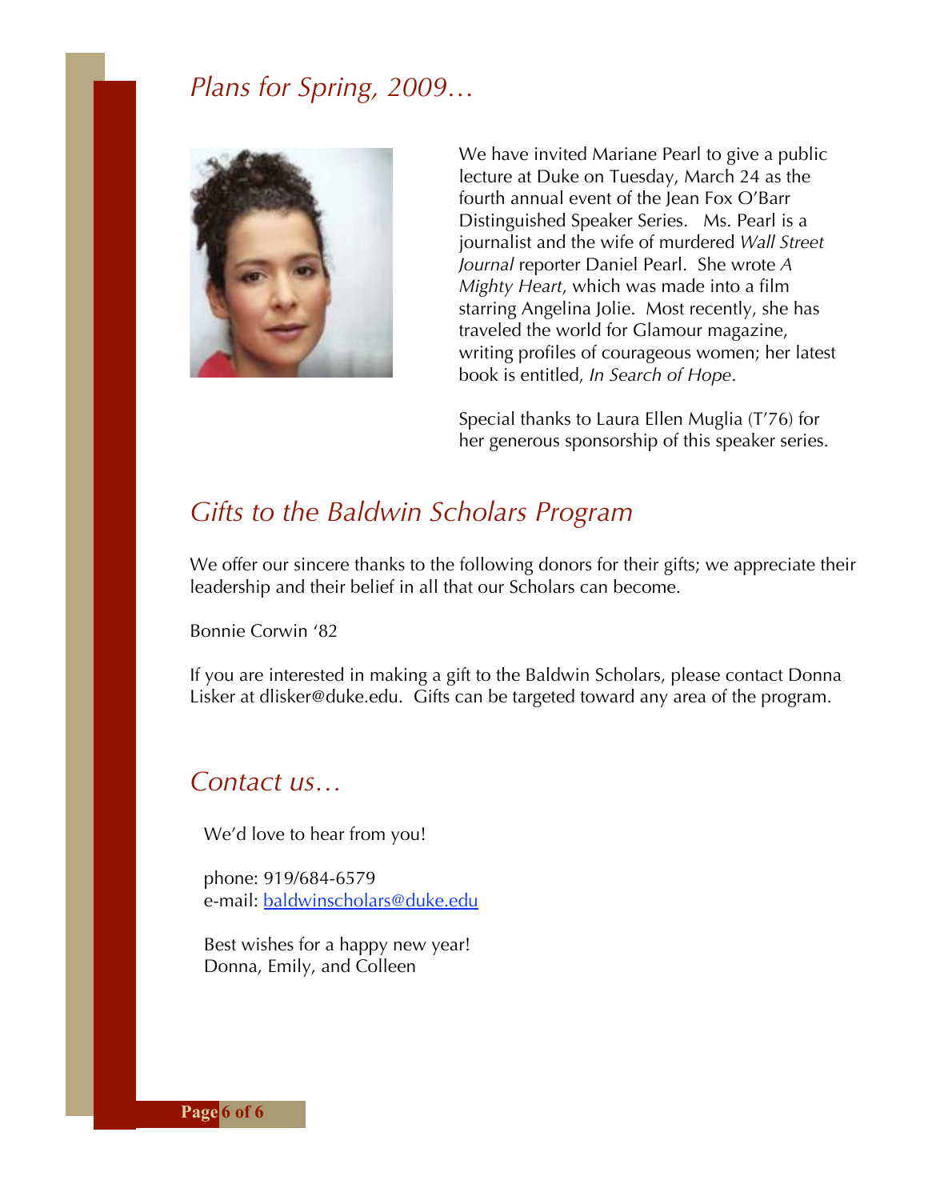## *Plans for Spring, 2009…*

We have invited Mariane Pearl to give a public lecture at Duke on Tuesday, March 24 as the fourth annual event of the Jean Fox O'Barr Distinguished Speaker Series. Ms. Pearl is a journalist and the wife of murdered *Wall Street Journal* reporter Daniel Pearl. She wrote *A Mighty Heart*, which was made into a film starring Angelina Jolie. Most recently, she has traveled the world for Glamour magazine, writing profiles of courageous women; her latest book is entitled, *In Search of Hope*.

Special thanks to Laura Ellen Muglia (T'76) for her generous sponsorship of this speaker series.

## *Gifts to the Baldwin Scholars Program*

We offer our sincere thanks to the following donors for their gifts; we appreciate their leadership and their belief in all that our Scholars can become.

Bonnie Corwin '82

If you are interested in making a gift to the Baldwin Scholars, please contact Donna Lisker at dlisker@duke.edu. Gifts can be targeted toward any area of the program.

## *Contact us…*

We'd love to hear from you!

phone: 919/684-6579
e-mail: baldwinscholars@duke.edu

Best wishes for a happy new year!
Donna, Emily, and Colleen